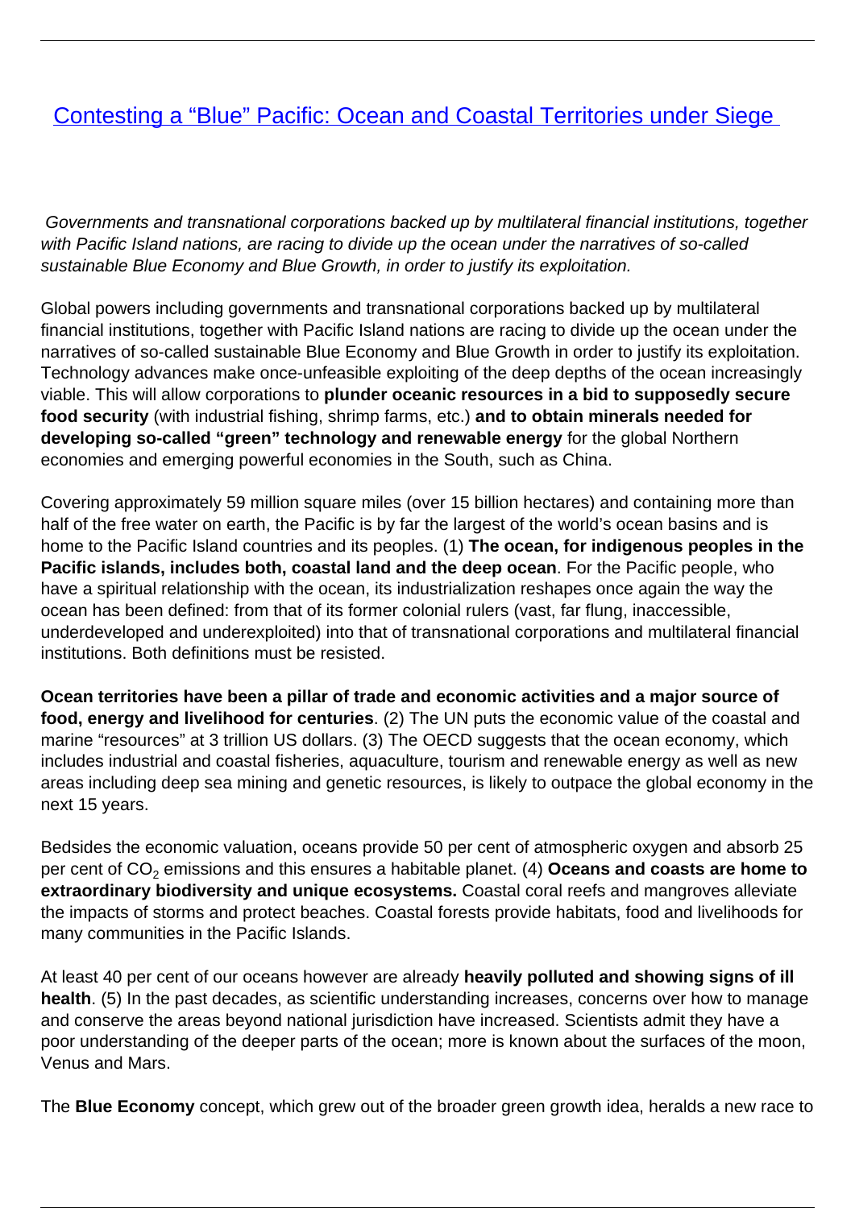# [Contesting a “Blue” Pacific: Ocean and Coastal Territories under Siege](#)

*Governments and transnational corporations backed up by multilateral financial institutions, together with Pacific Island nations, are racing to divide up the ocean under the narratives of so-called sustainable Blue Economy and Blue Growth, in order to justify its exploitation.*

Global powers including governments and transnational corporations backed up by multilateral financial institutions, together with Pacific Island nations are racing to divide up the ocean under the narratives of so-called sustainable Blue Economy and Blue Growth in order to justify its exploitation. Technology advances make once-unfeasible exploiting of the deep depths of the ocean increasingly viable. This will allow corporations to **plunder oceanic resources in a bid to supposedly secure food security** (with industrial fishing, shrimp farms, etc.) **and to obtain minerals needed for developing so-called “green” technology and renewable energy** for the global Northern economies and emerging powerful economies in the South, such as China.

Covering approximately 59 million square miles (over 15 billion hectares) and containing more than half of the free water on earth, the Pacific is by far the largest of the world’s ocean basins and is home to the Pacific Island countries and its peoples. (1) **The ocean, for indigenous peoples in the Pacific islands, includes both, coastal land and the deep ocean**. For the Pacific people, who have a spiritual relationship with the ocean, its industrialization reshapes once again the way the ocean has been defined: from that of its former colonial rulers (vast, far flung, inaccessible, underdeveloped and underexploited) into that of transnational corporations and multilateral financial institutions. Both definitions must be resisted.

**Ocean territories have been a pillar of trade and economic activities and a major source of food, energy and livelihood for centuries**. (2) The UN puts the economic value of the coastal and marine “resources” at 3 trillion US dollars. (3) The OECD suggests that the ocean economy, which includes industrial and coastal fisheries, aquaculture, tourism and renewable energy as well as new areas including deep sea mining and genetic resources, is likely to outpace the global economy in the next 15 years.

Bedsides the economic valuation, oceans provide 50 per cent of atmospheric oxygen and absorb 25 per cent of $CO_2$ emissions and this ensures a habitable planet. (4) **Oceans and coasts are home to extraordinary biodiversity and unique ecosystems.** Coastal coral reefs and mangroves alleviate the impacts of storms and protect beaches. Coastal forests provide habitats, food and livelihoods for many communities in the Pacific Islands.

At least 40 per cent of our oceans however are already **heavily polluted and showing signs of ill health**. (5) In the past decades, as scientific understanding increases, concerns over how to manage and conserve the areas beyond national jurisdiction have increased. Scientists admit they have a poor understanding of the deeper parts of the ocean; more is known about the surfaces of the moon, Venus and Mars.

The **Blue Economy** concept, which grew out of the broader green growth idea, heralds a new race to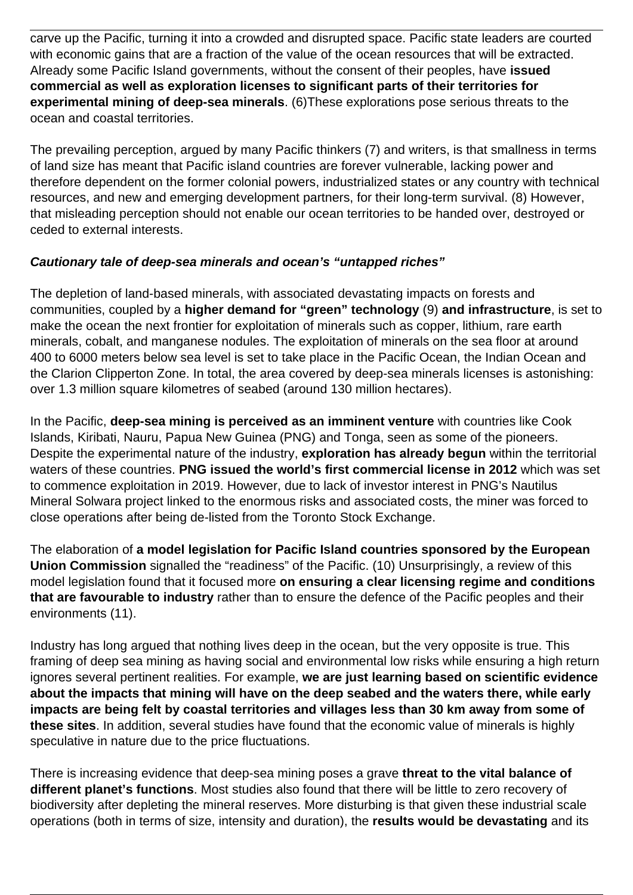carve up the Pacific, turning it into a crowded and disrupted space. Pacific state leaders are courted with economic gains that are a fraction of the value of the ocean resources that will be extracted. Already some Pacific Island governments, without the consent of their peoples, have **issued commercial as well as exploration licenses to significant parts of their territories for experimental mining of deep-sea minerals**. (6)These explorations pose serious threats to the ocean and coastal territories.

The prevailing perception, argued by many Pacific thinkers (7) and writers, is that smallness in terms of land size has meant that Pacific island countries are forever vulnerable, lacking power and therefore dependent on the former colonial powers, industrialized states or any country with technical resources, and new and emerging development partners, for their long-term survival. (8) However, that misleading perception should not enable our ocean territories to be handed over, destroyed or ceded to external interests.

***Cautionary tale of deep-sea minerals and ocean's "untapped riches"***

The depletion of land-based minerals, with associated devastating impacts on forests and communities, coupled by a **higher demand for "green" technology** (9) **and infrastructure**, is set to make the ocean the next frontier for exploitation of minerals such as copper, lithium, rare earth minerals, cobalt, and manganese nodules. The exploitation of minerals on the sea floor at around 400 to 6000 meters below sea level is set to take place in the Pacific Ocean, the Indian Ocean and the Clarion Clipperton Zone. In total, the area covered by deep-sea minerals licenses is astonishing: over 1.3 million square kilometres of seabed (around 130 million hectares).

In the Pacific, **deep-sea mining is perceived as an imminent venture** with countries like Cook Islands, Kiribati, Nauru, Papua New Guinea (PNG) and Tonga, seen as some of the pioneers. Despite the experimental nature of the industry, **exploration has already begun** within the territorial waters of these countries. **PNG issued the world's first commercial license in 2012** which was set to commence exploitation in 2019. However, due to lack of investor interest in PNG's Nautilus Mineral Solwara project linked to the enormous risks and associated costs, the miner was forced to close operations after being de-listed from the Toronto Stock Exchange.

The elaboration of **a model legislation for Pacific Island countries sponsored by the European Union Commission** signalled the "readiness" of the Pacific. (10) Unsurprisingly, a review of this model legislation found that it focused more **on ensuring a clear licensing regime and conditions that are favourable to industry** rather than to ensure the defence of the Pacific peoples and their environments (11).

Industry has long argued that nothing lives deep in the ocean, but the very opposite is true. This framing of deep sea mining as having social and environmental low risks while ensuring a high return ignores several pertinent realities. For example, **we are just learning based on scientific evidence about the impacts that mining will have on the deep seabed and the waters there, while early impacts are being felt by coastal territories and villages less than 30 km away from some of these sites**. In addition, several studies have found that the economic value of minerals is highly speculative in nature due to the price fluctuations.

There is increasing evidence that deep-sea mining poses a grave **threat to the vital balance of different planet's functions**. Most studies also found that there will be little to zero recovery of biodiversity after depleting the mineral reserves. More disturbing is that given these industrial scale operations (both in terms of size, intensity and duration), the **results would be devastating** and its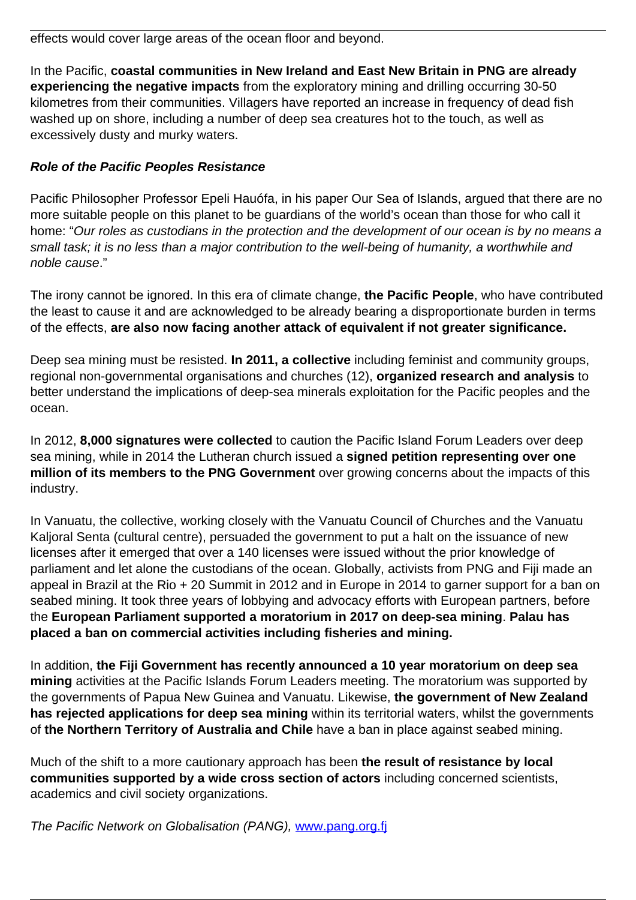effects would cover large areas of the ocean floor and beyond.

In the Pacific, **coastal communities in New Ireland and East New Britain in PNG are already experiencing the negative impacts** from the exploratory mining and drilling occurring 30-50 kilometres from their communities. Villagers have reported an increase in frequency of dead fish washed up on shore, including a number of deep sea creatures hot to the touch, as well as excessively dusty and murky waters.

***Role of the Pacific Peoples Resistance***

Pacific Philosopher Professor Epeli Hauófa, in his paper Our Sea of Islands, argued that there are no more suitable people on this planet to be guardians of the world's ocean than those for who call it home: "*Our roles as custodians in the protection and the development of our ocean is by no means a small task; it is no less than a major contribution to the well-being of humanity, a worthwhile and noble cause*."

The irony cannot be ignored. In this era of climate change, **the Pacific People**, who have contributed the least to cause it and are acknowledged to be already bearing a disproportionate burden in terms of the effects, **are also now facing another attack of equivalent if not greater significance.**

Deep sea mining must be resisted. **In 2011, a collective** including feminist and community groups, regional non-governmental organisations and churches (12), **organized research and analysis** to better understand the implications of deep-sea minerals exploitation for the Pacific peoples and the ocean.

In 2012, **8,000 signatures were collected** to caution the Pacific Island Forum Leaders over deep sea mining, while in 2014 the Lutheran church issued a **signed petition representing over one million of its members to the PNG Government** over growing concerns about the impacts of this industry.

In Vanuatu, the collective, working closely with the Vanuatu Council of Churches and the Vanuatu Kaljoral Senta (cultural centre), persuaded the government to put a halt on the issuance of new licenses after it emerged that over a 140 licenses were issued without the prior knowledge of parliament and let alone the custodians of the ocean. Globally, activists from PNG and Fiji made an appeal in Brazil at the Rio + 20 Summit in 2012 and in Europe in 2014 to garner support for a ban on seabed mining. It took three years of lobbying and advocacy efforts with European partners, before the **European Parliament supported a moratorium in 2017 on deep-sea mining**. **Palau has placed a ban on commercial activities including fisheries and mining.**

In addition, **the Fiji Government has recently announced a 10 year moratorium on deep sea mining** activities at the Pacific Islands Forum Leaders meeting. The moratorium was supported by the governments of Papua New Guinea and Vanuatu. Likewise, **the government of New Zealand has rejected applications for deep sea mining** within its territorial waters, whilst the governments of **the Northern Territory of Australia and Chile** have a ban in place against seabed mining.

Much of the shift to a more cautionary approach has been **the result of resistance by local communities supported by a wide cross section of actors** including concerned scientists, academics and civil society organizations.

*The Pacific Network on Globalisation (PANG),* [www.pang.org.fj](www.pang.org.fj)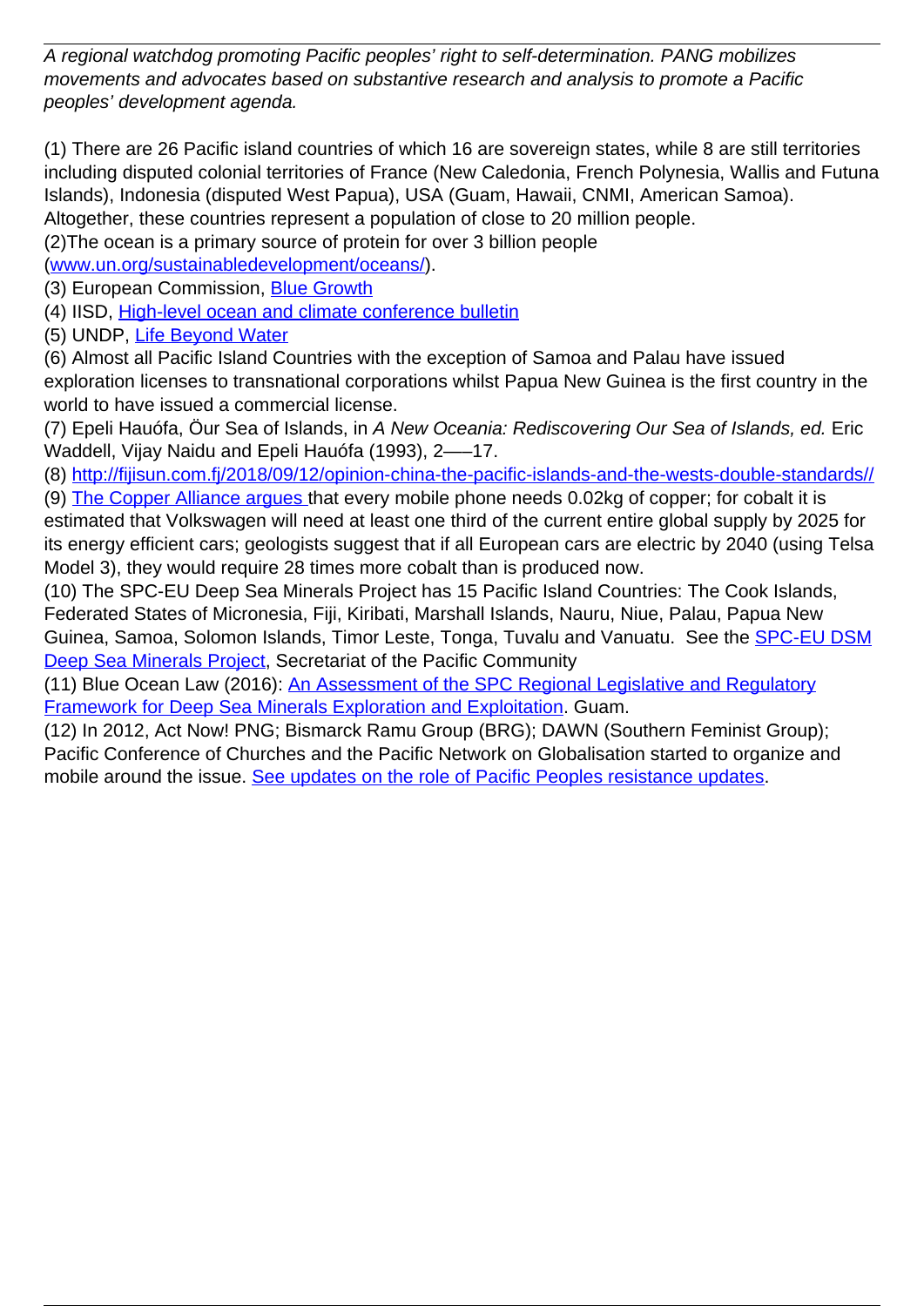*A regional watchdog promoting Pacific peoples' right to self-determination. PANG mobilizes movements and advocates based on substantive research and analysis to promote a Pacific peoples' development agenda.*

(1) There are 26 Pacific island countries of which 16 are sovereign states, while 8 are still territories including disputed colonial territories of France (New Caledonia, French Polynesia, Wallis and Futuna Islands), Indonesia (disputed West Papua), USA (Guam, Hawaii, CNMI, American Samoa). Altogether, these countries represent a population of close to 20 million people.

(2)The ocean is a primary source of protein for over 3 billion people (www.un.org/sustainabledevelopment/oceans/).

(3) European Commission, Blue Growth

(4) IISD, High-level ocean and climate conference bulletin

(5) UNDP, Life Beyond Water

(6) Almost all Pacific Island Countries with the exception of Samoa and Palau have issued exploration licenses to transnational corporations whilst Papua New Guinea is the first country in the world to have issued a commercial license.

(7) Epeli Hauófa, Öur Sea of Islands, in *A New Oceania: Rediscovering Our Sea of Islands, ed.* Eric Waddell, Vijay Naidu and Epeli Hauófa (1993), 2–—17.

(8) http://fijisun.com.fj/2018/09/12/opinion-china-the-pacific-islands-and-the-wests-double-standards//

(9) The Copper Alliance argues that every mobile phone needs 0.02kg of copper; for cobalt it is estimated that Volkswagen will need at least one third of the current entire global supply by 2025 for its energy efficient cars; geologists suggest that if all European cars are electric by 2040 (using Telsa Model 3), they would require 28 times more cobalt than is produced now.

(10) The SPC-EU Deep Sea Minerals Project has 15 Pacific Island Countries: The Cook Islands, Federated States of Micronesia, Fiji, Kiribati, Marshall Islands, Nauru, Niue, Palau, Papua New Guinea, Samoa, Solomon Islands, Timor Leste, Tonga, Tuvalu and Vanuatu. See the SPC-EU DSM Deep Sea Minerals Project, Secretariat of the Pacific Community

(11) Blue Ocean Law (2016): An Assessment of the SPC Regional Legislative and Regulatory Framework for Deep Sea Minerals Exploration and Exploitation. Guam.

(12) In 2012, Act Now! PNG; Bismarck Ramu Group (BRG); DAWN (Southern Feminist Group); Pacific Conference of Churches and the Pacific Network on Globalisation started to organize and mobile around the issue. See updates on the role of Pacific Peoples resistance updates.